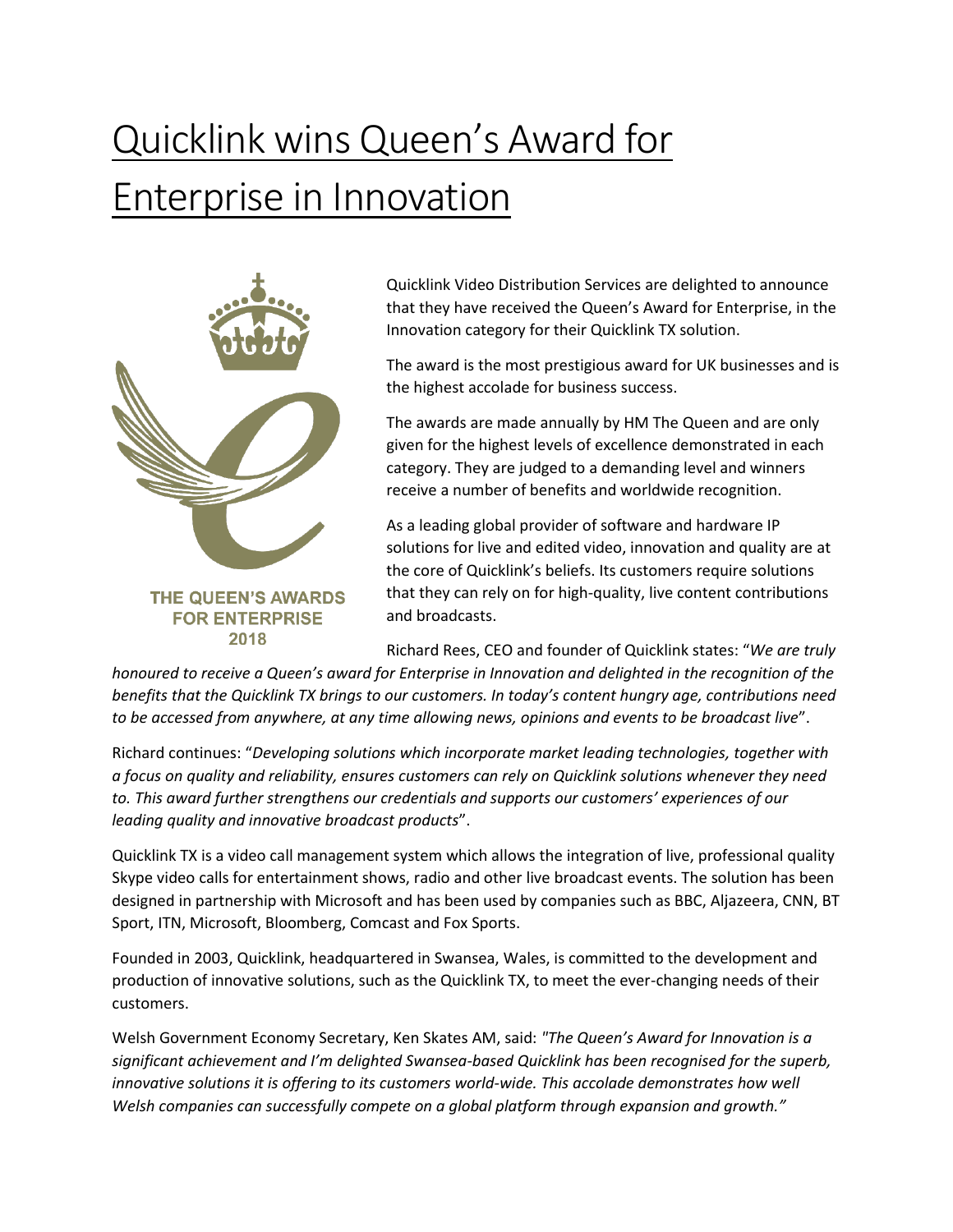# Quicklink wins Queen's Award for Enterprise in Innovation

THE QUEEN'S AWARDS FOR ENTERPRISE 2018

Quicklink Video Distribution Services are delighted to announce that they have received the Queen's Award for Enterprise, in the Innovation category for their Quicklink TX solution.

The award is the most prestigious award for UK businesses and is the highest accolade for business success.

The awards are made annually by HM The Queen and are only given for the highest levels of excellence demonstrated in each category. They are judged to a demanding level and winners receive a number of benefits and worldwide recognition.

As a leading global provider of software and hardware IP solutions for live and edited video, innovation and quality are at the core of Quicklink's beliefs. Its customers require solutions that they can rely on for high-quality, live content contributions and broadcasts.

Richard Rees, CEO and founder of Quicklink states: "*We are truly honoured to receive a Queen's award for Enterprise in Innovation and delighted in the recognition of the benefits that the Quicklink TX brings to our customers. In today's content hungry age, contributions need to be accessed from anywhere, at any time allowing news, opinions and events to be broadcast live*".

Richard continues: "*Developing solutions which incorporate market leading technologies, together with a focus on quality and reliability, ensures customers can rely on Quicklink solutions whenever they need to. This award further strengthens our credentials and supports our customers' experiences of our leading quality and innovative broadcast products*".

Quicklink TX is a video call management system which allows the integration of live, professional quality Skype video calls for entertainment shows, radio and other live broadcast events. The solution has been designed in partnership with Microsoft and has been used by companies such as BBC, Aljazeera, CNN, BT Sport, ITN, Microsoft, Bloomberg, Comcast and Fox Sports.

Founded in 2003, Quicklink, headquartered in Swansea, Wales, is committed to the development and production of innovative solutions, such as the Quicklink TX, to meet the ever-changing needs of their customers.

Welsh Government Economy Secretary, Ken Skates AM, said: *"The Queen's Award for Innovation is a significant achievement and I'm delighted Swansea-based Quicklink has been recognised for the superb, innovative solutions it is offering to its customers world-wide. This accolade demonstrates how well Welsh companies can successfully compete on a global platform through expansion and growth."*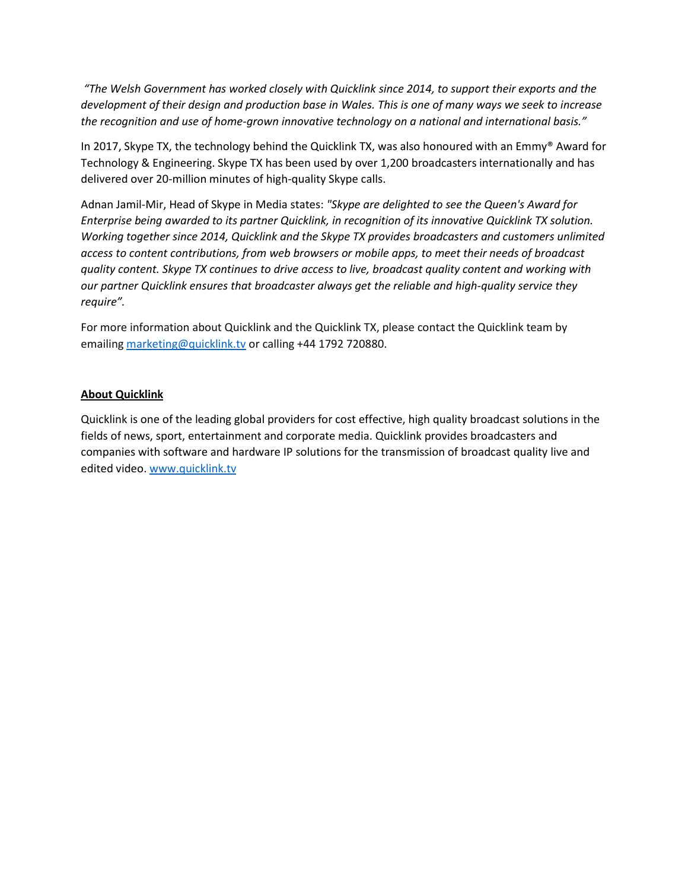*"The Welsh Government has worked closely with Quicklink since 2014, to support their exports and the development of their design and production base in Wales. This is one of many ways we seek to increase the recognition and use of home-grown innovative technology on a national and international basis."*

In 2017, Skype TX, the technology behind the Quicklink TX, was also honoured with an Emmy® Award for Technology & Engineering. Skype TX has been used by over 1,200 broadcasters internationally and has delivered over 20-million minutes of high-quality Skype calls.

Adnan Jamil-Mir, Head of Skype in Media states: *"Skype are delighted to see the Queen's Award for Enterprise being awarded to its partner Quicklink, in recognition of its innovative Quicklink TX solution. Working together since 2014, Quicklink and the Skype TX provides broadcasters and customers unlimited access to content contributions, from web browsers or mobile apps, to meet their needs of broadcast quality content. Skype TX continues to drive access to live, broadcast quality content and working with our partner Quicklink ensures that broadcaster always get the reliable and high-quality service they require".*

For more information about Quicklink and the Quicklink TX, please contact the Quicklink team by emailing [marketing@quicklink.tv](mailto:marketing@quicklink.tv) or calling +44 1792 720880.

**About Quicklink**

Quicklink is one of the leading global providers for cost effective, high quality broadcast solutions in the fields of news, sport, entertainment and corporate media. Quicklink provides broadcasters and companies with software and hardware IP solutions for the transmission of broadcast quality live and edited video. [www.quicklink.tv](http://www.quicklink.tv)